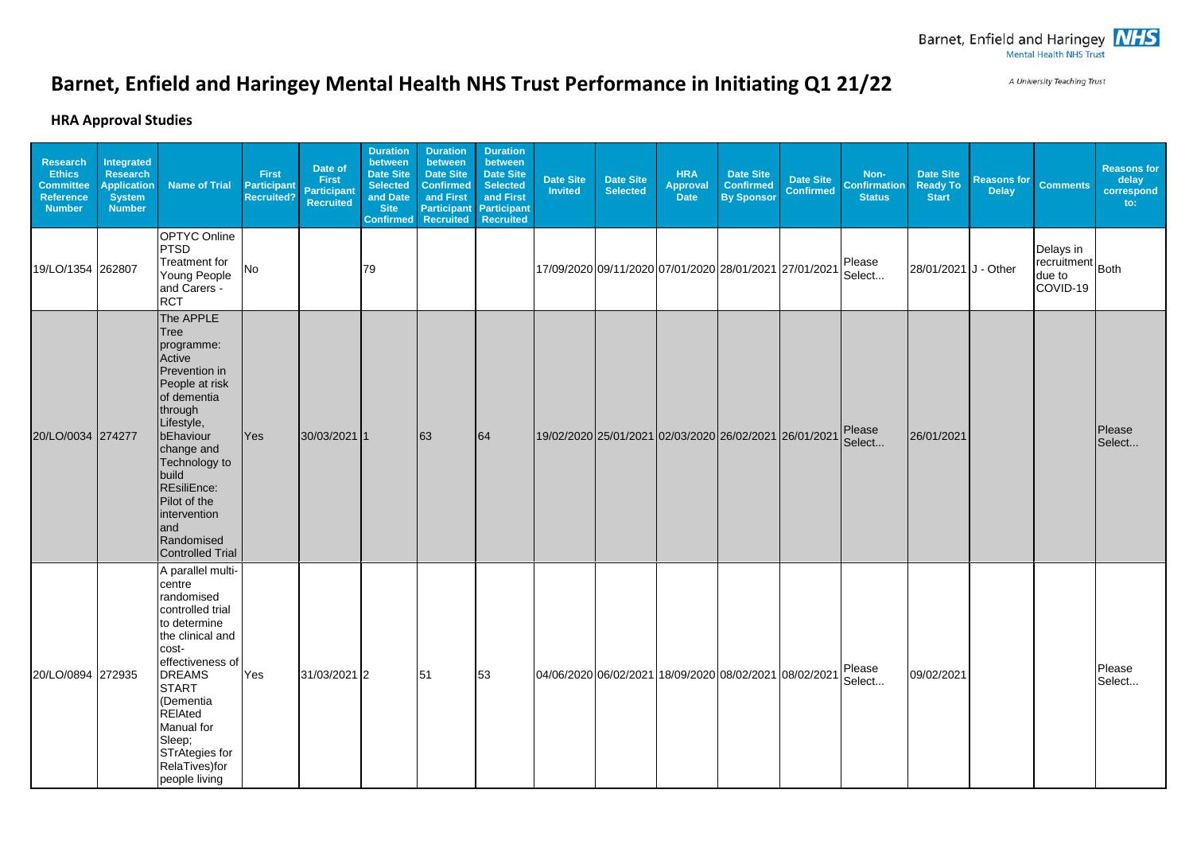# Barnet, Enfield and Haringey Mental Health NHS Trust Performance in Initiating Q1 21/22

## HRA Approval Studies

| Research Ethics Committee Reference Number | Integrated Research Application System Number | Name of Trial | First Participant Recruited? | Date of First Participant Recruited | Duration between Date Site Selected and Date Site Confirmed | Duration between Date Site Confirmed and First Participant Recruited | Duration between Date Site Selected and First Participant Recruited | Date Site Invited | Date Site Selected | HRA Approval Date | Date Site Confirmed By Sponsor | Date Site Confirmed | Non-Confirmation Status | Date Site Ready To Start | Reasons for Delay | Comments | Reasons for delay correspond to: |
|---|---|---|---|---|---|---|---|---|---|---|---|---|---|---|---|---|---|
| 19/LO/1354 | 262807 | OPTYC Online PTSD Treatment for Young People and Carers - RCT | No | | 79 | | | 17/09/2020 | 09/11/2020 | 07/01/2020 | 28/01/2021 | 27/01/2021 | Please Select... | 28/01/2021 | J - Other | Delays in recruitment due to COVID-19 | Both |
| 20/LO/0034 | 274277 | The APPLE Tree programme: Active Prevention in People at risk of dementia through Lifestyle, bEhaviour change and Technology to build REsiliEnce: Pilot of the intervention and Randomised Controlled Trial | Yes | 30/03/2021 | 1 | 63 | 64 | 19/02/2020 | 25/01/2021 | 02/03/2020 | 26/02/2021 | 26/01/2021 | Please Select... | 26/01/2021 | | | Please Select... |
| 20/LO/0894 | 272935 | A parallel multi-centre randomised controlled trial to determine the clinical and cost-effectiveness of DREAMS START (Dementia RElAted Manual for Sleep; STrAtegies for RelaTives)for people living | Yes | 31/03/2021 | 2 | 51 | 53 | 04/06/2020 | 06/02/2021 | 18/09/2020 | 08/02/2021 | 08/02/2021 | Please Select... | 09/02/2021 | | | Please Select... |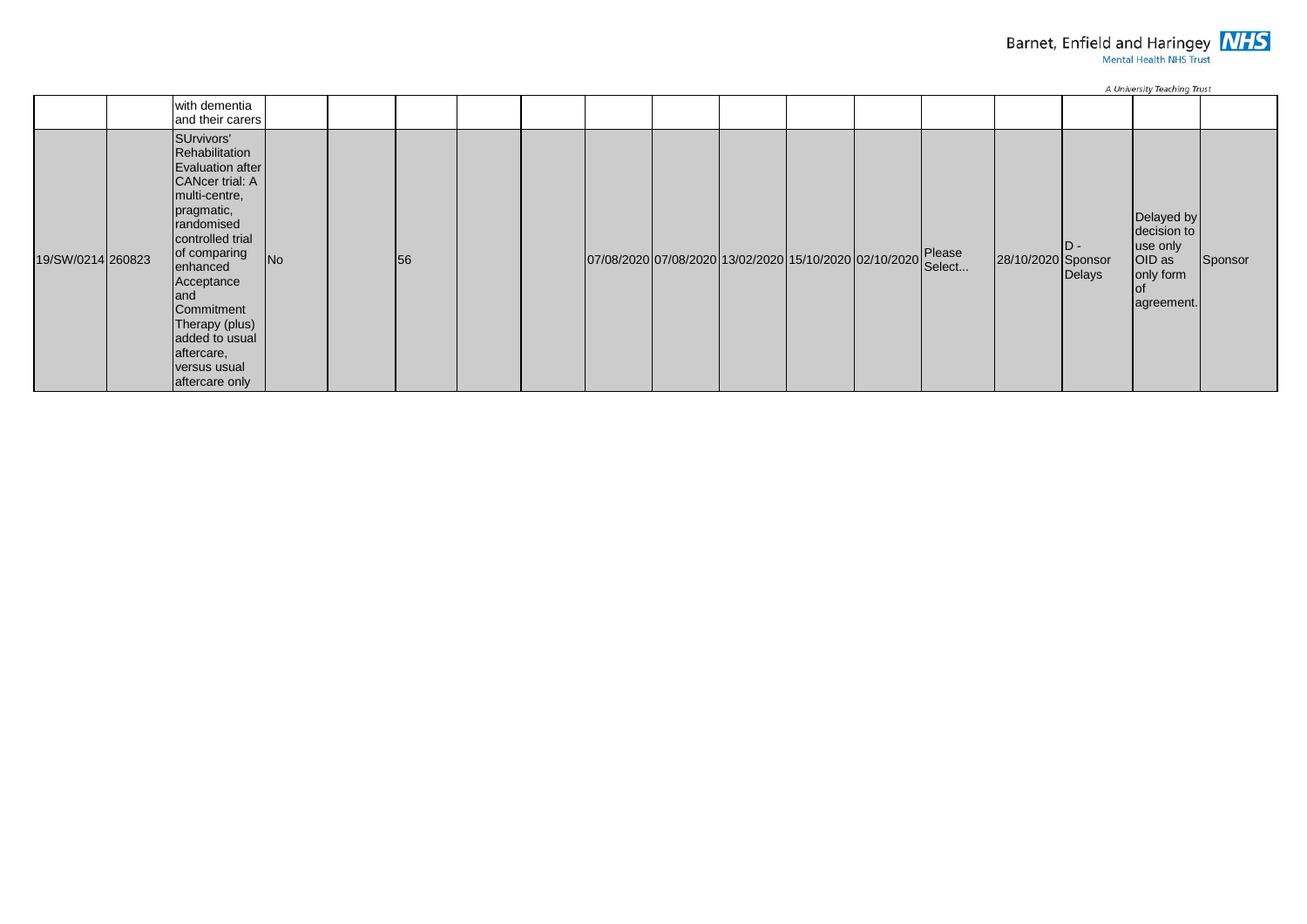| | | | | | | | | | | | | | | | | | |
|---|---|---|---|---|---|---|---|---|---|---|---|---|---|---|---|---|---|
| | | with dementia and their carers | | | | | | | | | | | | | | | |
| 19/SW/0214 | 260823 | SUrvivors' Rehabilitation Evaluation after CANcer trial: A multi-centre, pragmatic, randomised controlled trial of comparing enhanced Acceptance and Commitment Therapy (plus) added to usual aftercare, versus usual aftercare only | No | | 56 | | | 07/08/2020 | 07/08/2020 | 13/02/2020 | 15/10/2020 | 02/10/2020 | Please Select... | 28/10/2020 | D - Sponsor Delays | Delayed by decision to use only OID as only form of agreement. | Sponsor |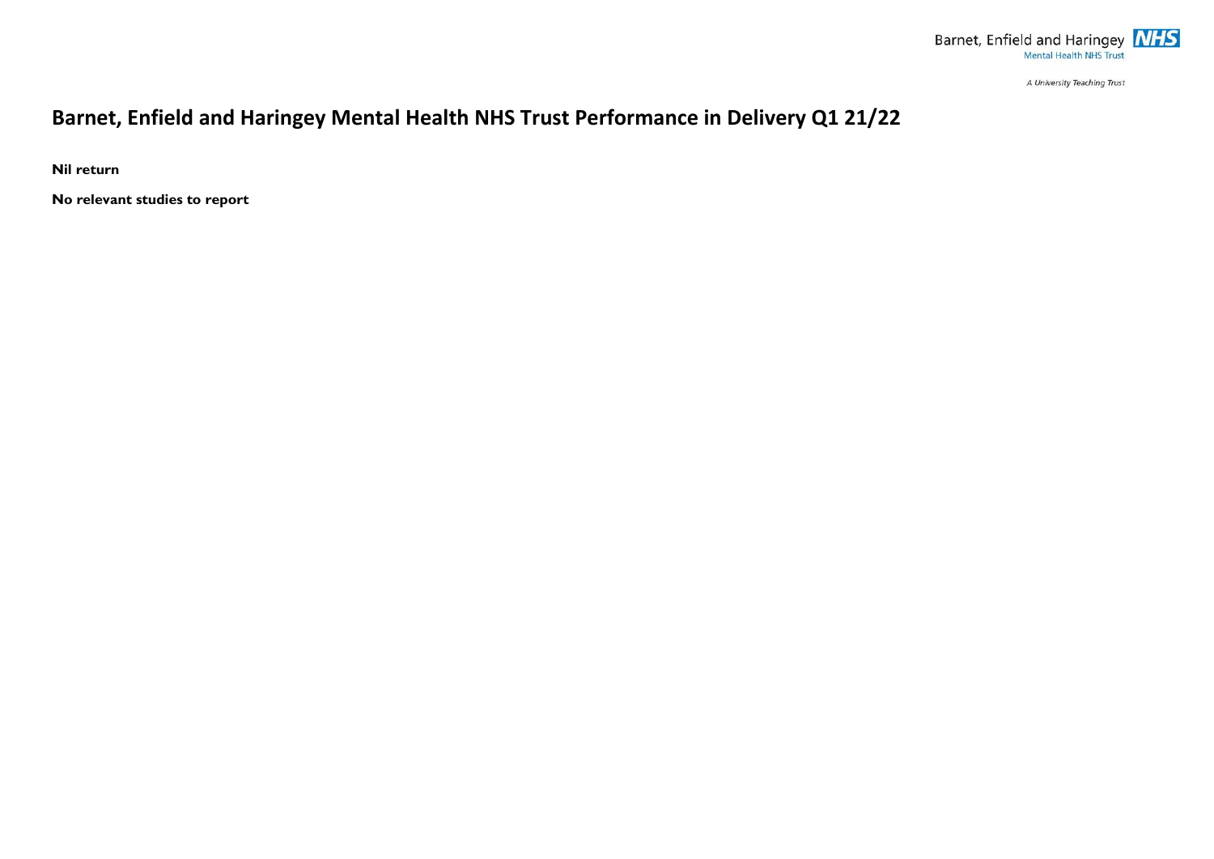# Barnet, Enfield and Haringey Mental Health NHS Trust Performance in Delivery Q1 21/22

**Nil return**

**No relevant studies to report**